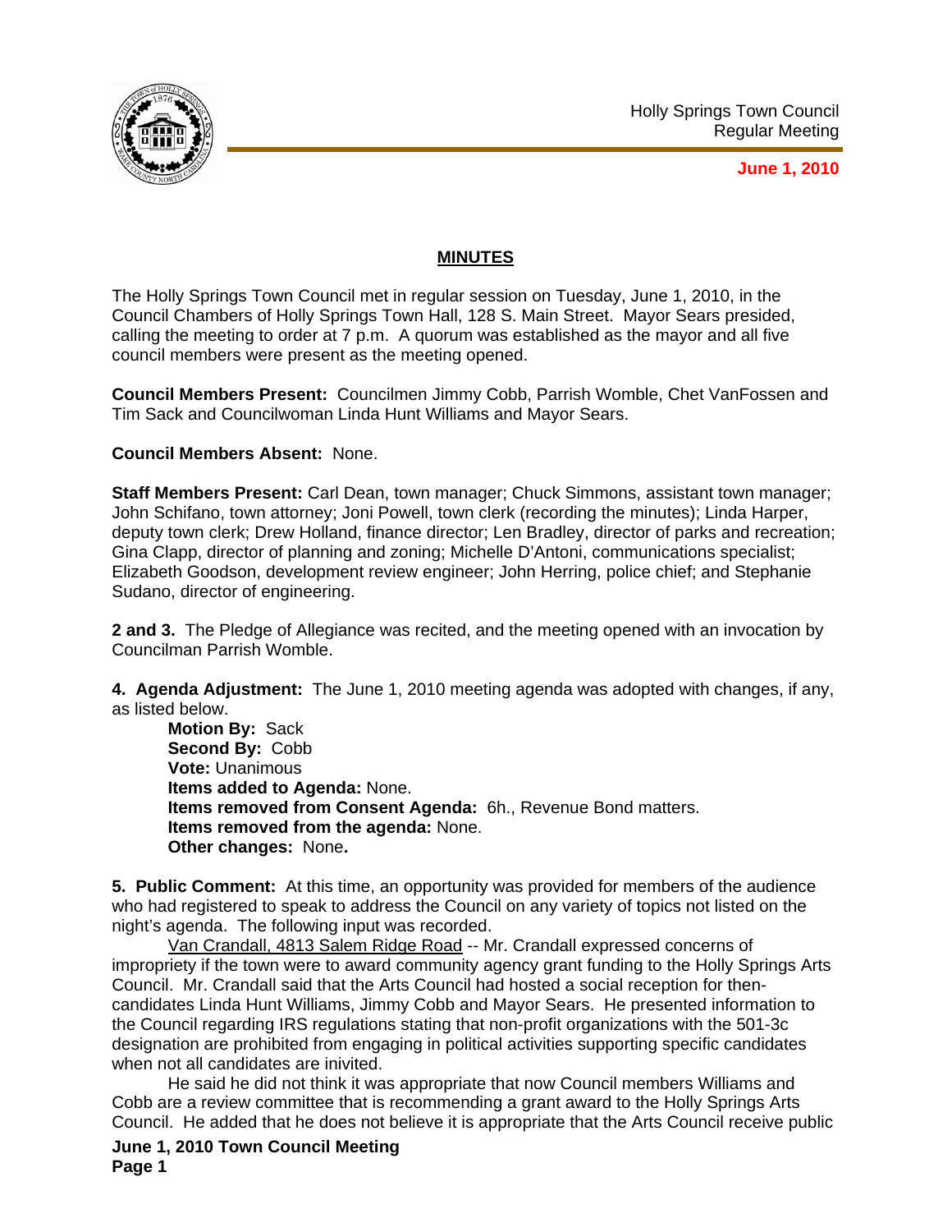Holly Springs Town Council
Regular Meeting

**June 1, 2010**

## MINUTES

The Holly Springs Town Council met in regular session on Tuesday, June 1, 2010, in the Council Chambers of Holly Springs Town Hall, 128 S. Main Street. Mayor Sears presided, calling the meeting to order at 7 p.m. A quorum was established as the mayor and all five council members were present as the meeting opened.

**Council Members Present:** Councilmen Jimmy Cobb, Parrish Womble, Chet VanFossen and Tim Sack and Councilwoman Linda Hunt Williams and Mayor Sears.

**Council Members Absent:** None.

**Staff Members Present:** Carl Dean, town manager; Chuck Simmons, assistant town manager; John Schifano, town attorney; Joni Powell, town clerk (recording the minutes); Linda Harper, deputy town clerk; Drew Holland, finance director; Len Bradley, director of parks and recreation; Gina Clapp, director of planning and zoning; Michelle D'Antoni, communications specialist; Elizabeth Goodson, development review engineer; John Herring, police chief; and Stephanie Sudano, director of engineering.

**2 and 3.** The Pledge of Allegiance was recited, and the meeting opened with an invocation by Councilman Parrish Womble.

**4. Agenda Adjustment:** The June 1, 2010 meeting agenda was adopted with changes, if any, as listed below.

**Motion By:** Sack
**Second By:** Cobb
**Vote:** Unanimous
**Items added to Agenda:** None.
**Items removed from Consent Agenda:** 6h., Revenue Bond matters.
**Items removed from the agenda:** None.
**Other changes:** None**.**

**5. Public Comment:** At this time, an opportunity was provided for members of the audience who had registered to speak to address the Council on any variety of topics not listed on the night's agenda. The following input was recorded.

Van Crandall, 4813 Salem Ridge Road -- Mr. Crandall expressed concerns of impropriety if the town were to award community agency grant funding to the Holly Springs Arts Council. Mr. Crandall said that the Arts Council had hosted a social reception for then-candidates Linda Hunt Williams, Jimmy Cobb and Mayor Sears. He presented information to the Council regarding IRS regulations stating that non-profit organizations with the 501-3c designation are prohibited from engaging in political activities supporting specific candidates when not all candidates are inivited.

He said he did not think it was appropriate that now Council members Williams and Cobb are a review committee that is recommending a grant award to the Holly Springs Arts Council. He added that he does not believe it is appropriate that the Arts Council receive public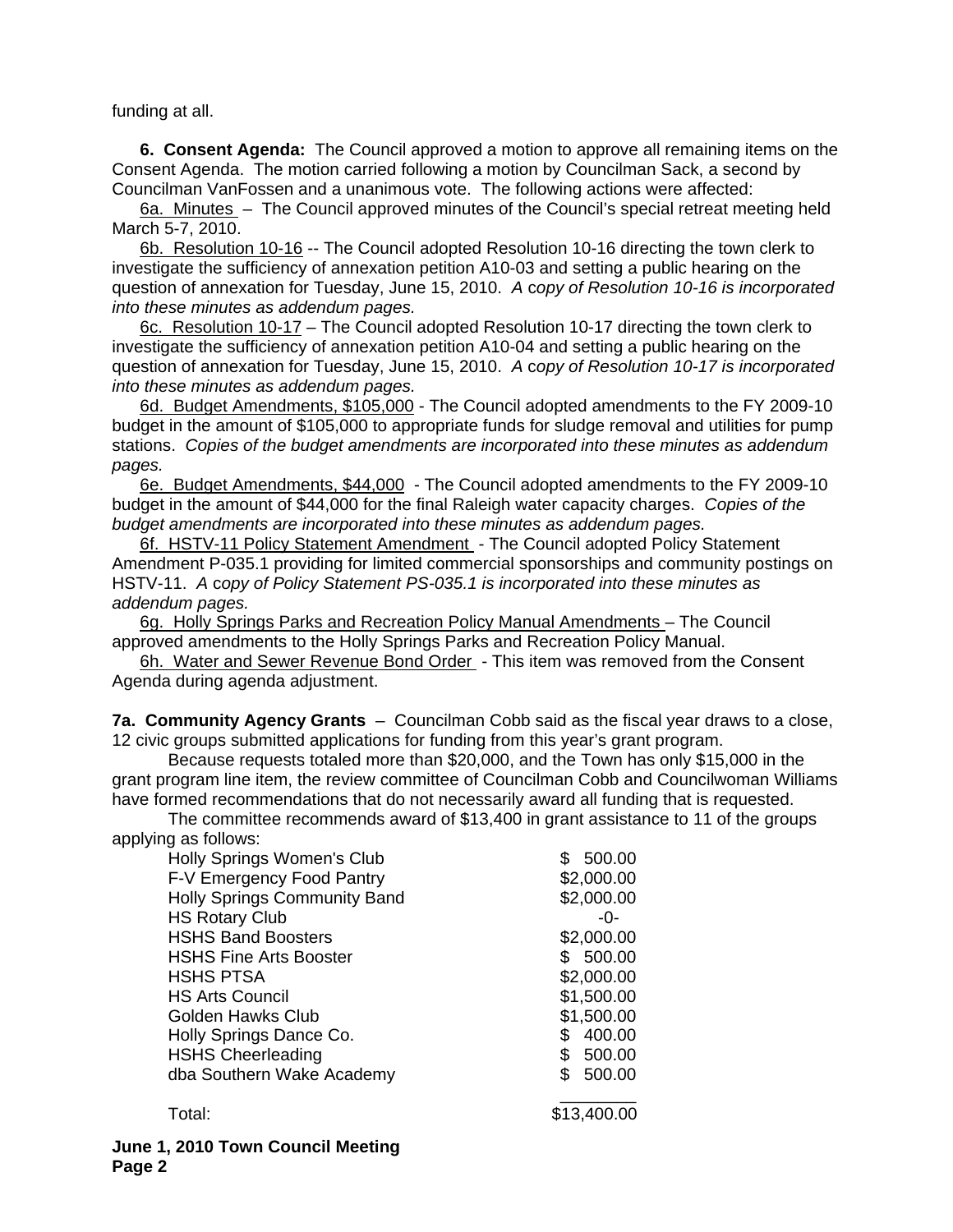funding at all.

**6. Consent Agenda:** The Council approved a motion to approve all remaining items on the Consent Agenda. The motion carried following a motion by Councilman Sack, a second by Councilman VanFossen and a unanimous vote. The following actions were affected:

6a. Minutes – The Council approved minutes of the Council's special retreat meeting held March 5-7, 2010.

6b. Resolution 10-16 -- The Council adopted Resolution 10-16 directing the town clerk to investigate the sufficiency of annexation petition A10-03 and setting a public hearing on the question of annexation for Tuesday, June 15, 2010. *A copy of Resolution 10-16 is incorporated into these minutes as addendum pages.*

6c. Resolution 10-17 – The Council adopted Resolution 10-17 directing the town clerk to investigate the sufficiency of annexation petition A10-04 and setting a public hearing on the question of annexation for Tuesday, June 15, 2010. *A copy of Resolution 10-17 is incorporated into these minutes as addendum pages.*

6d. Budget Amendments, $105,000 - The Council adopted amendments to the FY 2009-10 budget in the amount of $105,000 to appropriate funds for sludge removal and utilities for pump stations. *Copies of the budget amendments are incorporated into these minutes as addendum pages.*

6e. Budget Amendments, $44,000 - The Council adopted amendments to the FY 2009-10 budget in the amount of $44,000 for the final Raleigh water capacity charges. *Copies of the budget amendments are incorporated into these minutes as addendum pages.*

6f. HSTV-11 Policy Statement Amendment - The Council adopted Policy Statement Amendment P-035.1 providing for limited commercial sponsorships and community postings on HSTV-11. *A copy of Policy Statement PS-035.1 is incorporated into these minutes as addendum pages.*

6g. Holly Springs Parks and Recreation Policy Manual Amendments – The Council approved amendments to the Holly Springs Parks and Recreation Policy Manual.

6h. Water and Sewer Revenue Bond Order - This item was removed from the Consent Agenda during agenda adjustment.

**7a. Community Agency Grants** – Councilman Cobb said as the fiscal year draws to a close, 12 civic groups submitted applications for funding from this year's grant program.

Because requests totaled more than $20,000, and the Town has only $15,000 in the grant program line item, the review committee of Councilman Cobb and Councilwoman Williams have formed recommendations that do not necessarily award all funding that is requested.

The committee recommends award of $13,400 in grant assistance to 11 of the groups applying as follows:

| | |
|---|---|
| Holly Springs Women's Club | $ 500.00 |
| F-V Emergency Food Pantry | $2,000.00 |
| Holly Springs Community Band | $2,000.00 |
| HS Rotary Club | -0- |
| HSHS Band Boosters | $2,000.00 |
| HSHS Fine Arts Booster | $ 500.00 |
| HSHS PTSA | $2,000.00 |
| HS Arts Council | $1,500.00 |
| Golden Hawks Club | $1,500.00 |
| Holly Springs Dance Co. | $ 400.00 |
| HSHS Cheerleading | $ 500.00 |
| dba Southern Wake Academy | $ 500.00 |
| Total: | $13,400.00 |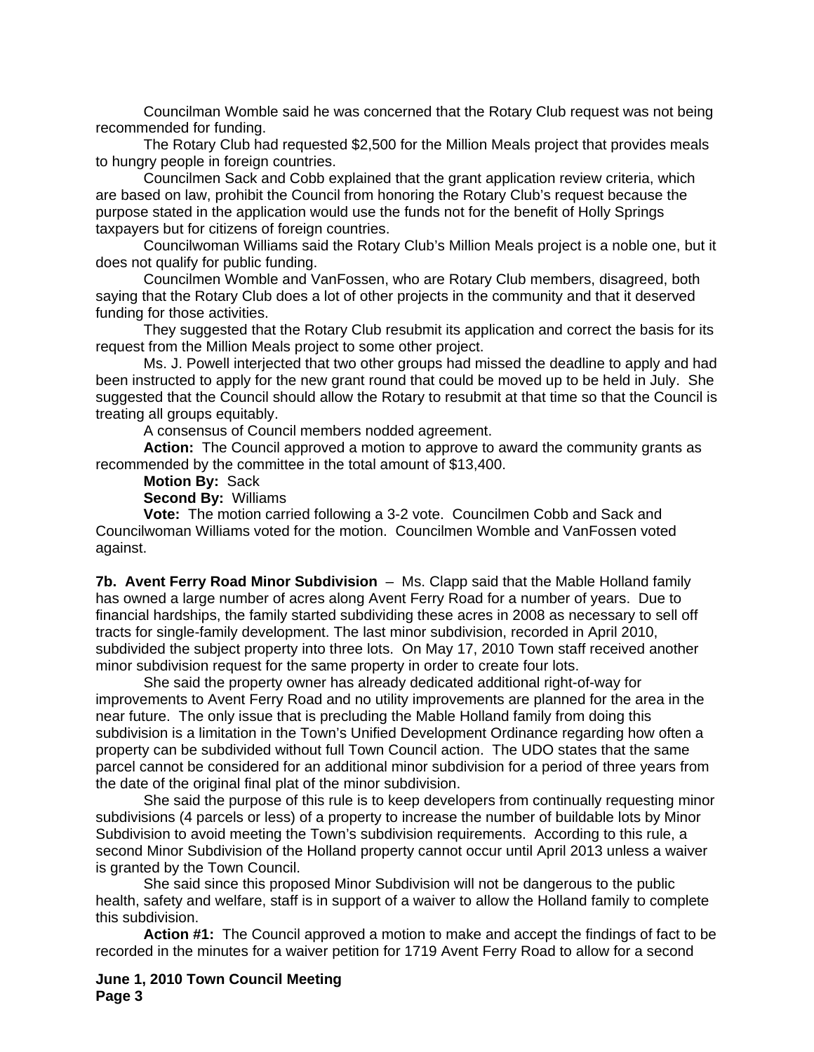Councilman Womble said he was concerned that the Rotary Club request was not being recommended for funding.

The Rotary Club had requested $2,500 for the Million Meals project that provides meals to hungry people in foreign countries.

Councilmen Sack and Cobb explained that the grant application review criteria, which are based on law, prohibit the Council from honoring the Rotary Club's request because the purpose stated in the application would use the funds not for the benefit of Holly Springs taxpayers but for citizens of foreign countries.

Councilwoman Williams said the Rotary Club's Million Meals project is a noble one, but it does not qualify for public funding.

Councilmen Womble and VanFossen, who are Rotary Club members, disagreed, both saying that the Rotary Club does a lot of other projects in the community and that it deserved funding for those activities.

They suggested that the Rotary Club resubmit its application and correct the basis for its request from the Million Meals project to some other project.

Ms. J. Powell interjected that two other groups had missed the deadline to apply and had been instructed to apply for the new grant round that could be moved up to be held in July. She suggested that the Council should allow the Rotary to resubmit at that time so that the Council is treating all groups equitably.

A consensus of Council members nodded agreement.

**Action:** The Council approved a motion to approve to award the community grants as recommended by the committee in the total amount of $13,400.

**Motion By:** Sack

**Second By:** Williams

**Vote:** The motion carried following a 3-2 vote. Councilmen Cobb and Sack and Councilwoman Williams voted for the motion. Councilmen Womble and VanFossen voted against.

**7b. Avent Ferry Road Minor Subdivision** – Ms. Clapp said that the Mable Holland family has owned a large number of acres along Avent Ferry Road for a number of years. Due to financial hardships, the family started subdividing these acres in 2008 as necessary to sell off tracts for single-family development. The last minor subdivision, recorded in April 2010, subdivided the subject property into three lots. On May 17, 2010 Town staff received another minor subdivision request for the same property in order to create four lots.

She said the property owner has already dedicated additional right-of-way for improvements to Avent Ferry Road and no utility improvements are planned for the area in the near future. The only issue that is precluding the Mable Holland family from doing this subdivision is a limitation in the Town's Unified Development Ordinance regarding how often a property can be subdivided without full Town Council action. The UDO states that the same parcel cannot be considered for an additional minor subdivision for a period of three years from the date of the original final plat of the minor subdivision.

She said the purpose of this rule is to keep developers from continually requesting minor subdivisions (4 parcels or less) of a property to increase the number of buildable lots by Minor Subdivision to avoid meeting the Town's subdivision requirements. According to this rule, a second Minor Subdivision of the Holland property cannot occur until April 2013 unless a waiver is granted by the Town Council.

She said since this proposed Minor Subdivision will not be dangerous to the public health, safety and welfare, staff is in support of a waiver to allow the Holland family to complete this subdivision.

**Action #1:** The Council approved a motion to make and accept the findings of fact to be recorded in the minutes for a waiver petition for 1719 Avent Ferry Road to allow for a second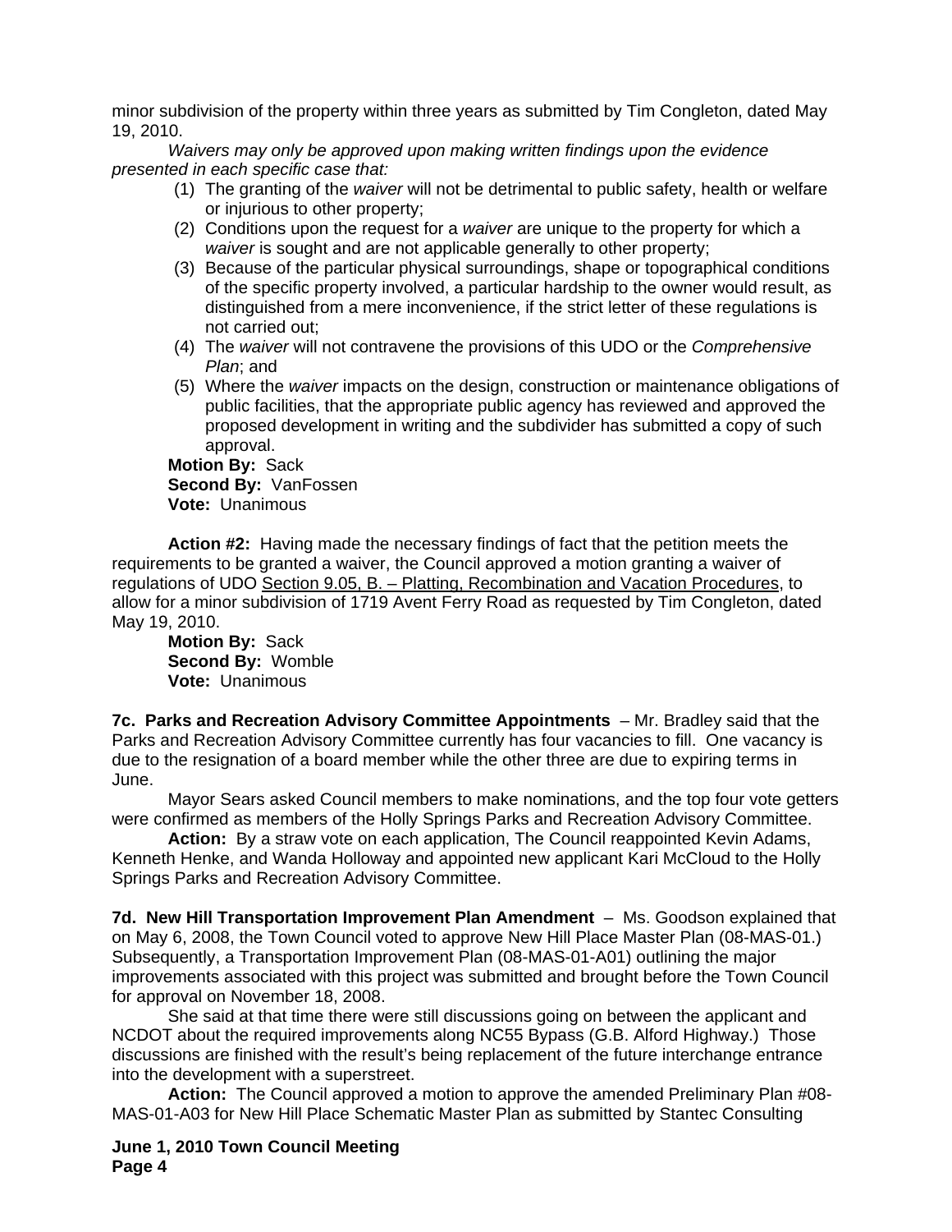minor subdivision of the property within three years as submitted by Tim Congleton, dated May 19, 2010.

*Waivers may only be approved upon making written findings upon the evidence presented in each specific case that:*

(1) The granting of the *waiver* will not be detrimental to public safety, health or welfare or injurious to other property;
(2) Conditions upon the request for a *waiver* are unique to the property for which a *waiver* is sought and are not applicable generally to other property;
(3) Because of the particular physical surroundings, shape or topographical conditions of the specific property involved, a particular hardship to the owner would result, as distinguished from a mere inconvenience, if the strict letter of these regulations is not carried out;
(4) The *waiver* will not contravene the provisions of this UDO or the *Comprehensive Plan*; and
(5) Where the *waiver* impacts on the design, construction or maintenance obligations of public facilities, that the appropriate public agency has reviewed and approved the proposed development in writing and the subdivider has submitted a copy of such approval.

**Motion By:** Sack
**Second By:** VanFossen
**Vote:** Unanimous

**Action #2:** Having made the necessary findings of fact that the petition meets the requirements to be granted a waiver, the Council approved a motion granting a waiver of regulations of UDO Section 9.05, B. – Platting, Recombination and Vacation Procedures, to allow for a minor subdivision of 1719 Avent Ferry Road as requested by Tim Congleton, dated May 19, 2010.

**Motion By:** Sack
**Second By:** Womble
**Vote:** Unanimous

**7c. Parks and Recreation Advisory Committee Appointments** – Mr. Bradley said that the Parks and Recreation Advisory Committee currently has four vacancies to fill. One vacancy is due to the resignation of a board member while the other three are due to expiring terms in June.

Mayor Sears asked Council members to make nominations, and the top four vote getters were confirmed as members of the Holly Springs Parks and Recreation Advisory Committee.

**Action:** By a straw vote on each application, The Council reappointed Kevin Adams, Kenneth Henke, and Wanda Holloway and appointed new applicant Kari McCloud to the Holly Springs Parks and Recreation Advisory Committee.

**7d. New Hill Transportation Improvement Plan Amendment** – Ms. Goodson explained that on May 6, 2008, the Town Council voted to approve New Hill Place Master Plan (08-MAS-01.) Subsequently, a Transportation Improvement Plan (08-MAS-01-A01) outlining the major improvements associated with this project was submitted and brought before the Town Council for approval on November 18, 2008.

She said at that time there were still discussions going on between the applicant and NCDOT about the required improvements along NC55 Bypass (G.B. Alford Highway.) Those discussions are finished with the result's being replacement of the future interchange entrance into the development with a superstreet.

**Action:** The Council approved a motion to approve the amended Preliminary Plan #08-MAS-01-A03 for New Hill Place Schematic Master Plan as submitted by Stantec Consulting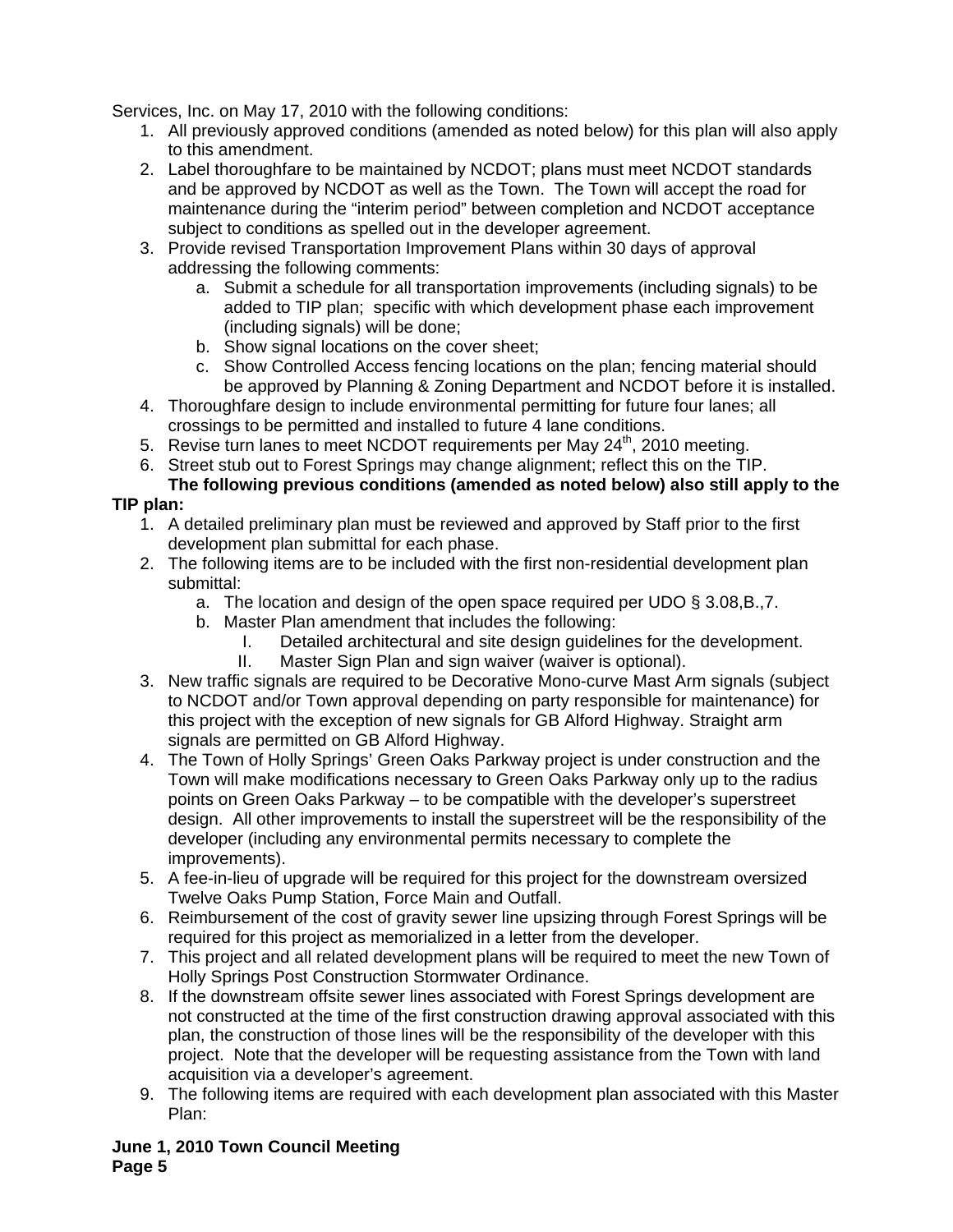Services, Inc. on May 17, 2010 with the following conditions:

1. All previously approved conditions (amended as noted below) for this plan will also apply to this amendment.
2. Label thoroughfare to be maintained by NCDOT; plans must meet NCDOT standards and be approved by NCDOT as well as the Town. The Town will accept the road for maintenance during the "interim period" between completion and NCDOT acceptance subject to conditions as spelled out in the developer agreement.
3. Provide revised Transportation Improvement Plans within 30 days of approval addressing the following comments:
   a. Submit a schedule for all transportation improvements (including signals) to be added to TIP plan; specific with which development phase each improvement (including signals) will be done;
   b. Show signal locations on the cover sheet;
   c. Show Controlled Access fencing locations on the plan; fencing material should be approved by Planning & Zoning Department and NCDOT before it is installed.
4. Thoroughfare design to include environmental permitting for future four lanes; all crossings to be permitted and installed to future 4 lane conditions.
5. Revise turn lanes to meet NCDOT requirements per May 24th, 2010 meeting.
6. Street stub out to Forest Springs may change alignment; reflect this on the TIP.

**The following previous conditions (amended as noted below) also still apply to the TIP plan:**

1. A detailed preliminary plan must be reviewed and approved by Staff prior to the first development plan submittal for each phase.
2. The following items are to be included with the first non-residential development plan submittal:
   a. The location and design of the open space required per UDO § 3.08,B.,7.
   b. Master Plan amendment that includes the following:
      I. Detailed architectural and site design guidelines for the development.
      II. Master Sign Plan and sign waiver (waiver is optional).
3. New traffic signals are required to be Decorative Mono-curve Mast Arm signals (subject to NCDOT and/or Town approval depending on party responsible for maintenance) for this project with the exception of new signals for GB Alford Highway. Straight arm signals are permitted on GB Alford Highway.
4. The Town of Holly Springs' Green Oaks Parkway project is under construction and the Town will make modifications necessary to Green Oaks Parkway only up to the radius points on Green Oaks Parkway – to be compatible with the developer's superstreet design. All other improvements to install the superstreet will be the responsibility of the developer (including any environmental permits necessary to complete the improvements).
5. A fee-in-lieu of upgrade will be required for this project for the downstream oversized Twelve Oaks Pump Station, Force Main and Outfall.
6. Reimbursement of the cost of gravity sewer line upsizing through Forest Springs will be required for this project as memorialized in a letter from the developer.
7. This project and all related development plans will be required to meet the new Town of Holly Springs Post Construction Stormwater Ordinance.
8. If the downstream offsite sewer lines associated with Forest Springs development are not constructed at the time of the first construction drawing approval associated with this plan, the construction of those lines will be the responsibility of the developer with this project. Note that the developer will be requesting assistance from the Town with land acquisition via a developer's agreement.
9. The following items are required with each development plan associated with this Master Plan: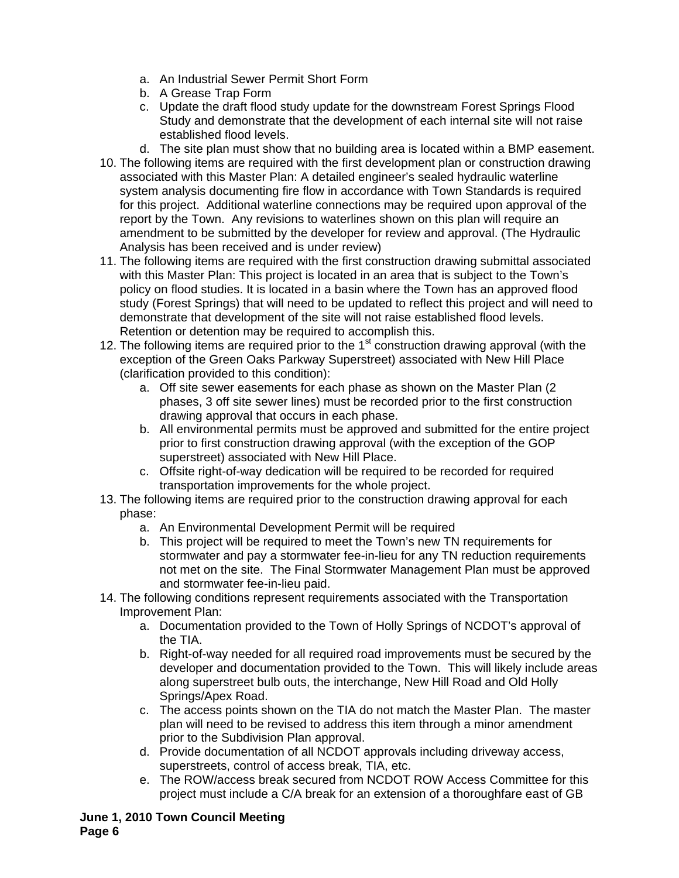a. An Industrial Sewer Permit Short Form
   b. A Grease Trap Form
   c. Update the draft flood study update for the downstream Forest Springs Flood Study and demonstrate that the development of each internal site will not raise established flood levels.
   d. The site plan must show that no building area is located within a BMP easement.

10. The following items are required with the first development plan or construction drawing associated with this Master Plan: A detailed engineer's sealed hydraulic waterline system analysis documenting fire flow in accordance with Town Standards is required for this project. Additional waterline connections may be required upon approval of the report by the Town. Any revisions to waterlines shown on this plan will require an amendment to be submitted by the developer for review and approval. (The Hydraulic Analysis has been received and is under review)
11. The following items are required with the first construction drawing submittal associated with this Master Plan: This project is located in an area that is subject to the Town's policy on flood studies. It is located in a basin where the Town has an approved flood study (Forest Springs) that will need to be updated to reflect this project and will need to demonstrate that development of the site will not raise established flood levels. Retention or detention may be required to accomplish this.
12. The following items are required prior to the 1st construction drawing approval (with the exception of the Green Oaks Parkway Superstreet) associated with New Hill Place (clarification provided to this condition):
    a. Off site sewer easements for each phase as shown on the Master Plan (2 phases, 3 off site sewer lines) must be recorded prior to the first construction drawing approval that occurs in each phase.
    b. All environmental permits must be approved and submitted for the entire project prior to first construction drawing approval (with the exception of the GOP superstreet) associated with New Hill Place.
    c. Offsite right-of-way dedication will be required to be recorded for required transportation improvements for the whole project.
13. The following items are required prior to the construction drawing approval for each phase:
    a. An Environmental Development Permit will be required
    b. This project will be required to meet the Town's new TN requirements for stormwater and pay a stormwater fee-in-lieu for any TN reduction requirements not met on the site. The Final Stormwater Management Plan must be approved and stormwater fee-in-lieu paid.
14. The following conditions represent requirements associated with the Transportation Improvement Plan:
    a. Documentation provided to the Town of Holly Springs of NCDOT's approval of the TIA.
    b. Right-of-way needed for all required road improvements must be secured by the developer and documentation provided to the Town. This will likely include areas along superstreet bulb outs, the interchange, New Hill Road and Old Holly Springs/Apex Road.
    c. The access points shown on the TIA do not match the Master Plan. The master plan will need to be revised to address this item through a minor amendment prior to the Subdivision Plan approval.
    d. Provide documentation of all NCDOT approvals including driveway access, superstreets, control of access break, TIA, etc.
    e. The ROW/access break secured from NCDOT ROW Access Committee for this project must include a C/A break for an extension of a thoroughfare east of GB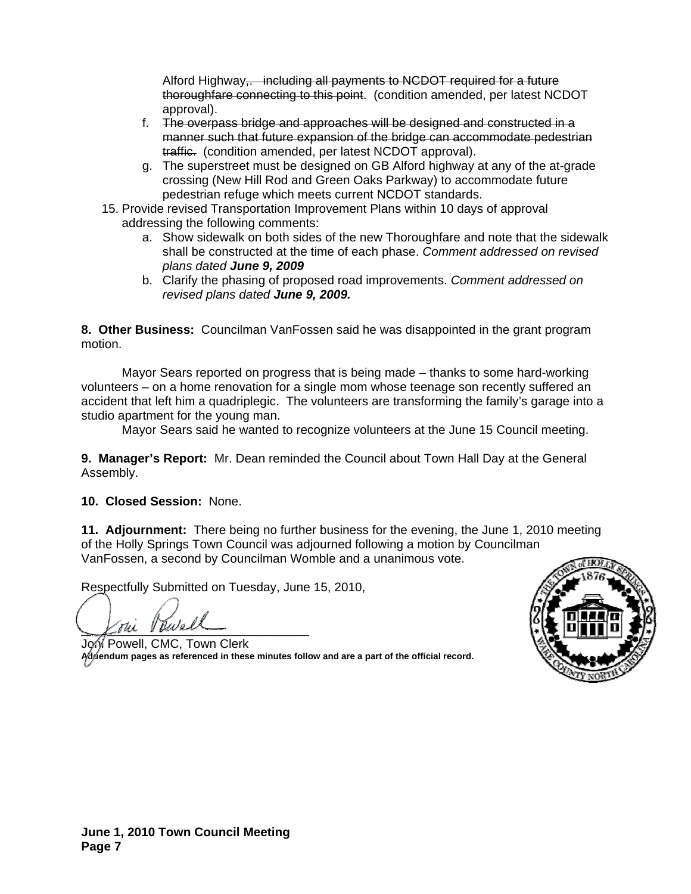Alford Highway~~,. including all payments to NCDOT required for a future thoroughfare connecting to this point~~. (condition amended, per latest NCDOT approval).

f. ~~The overpass bridge and approaches will be designed and constructed in a manner such that future expansion of the bridge can accommodate pedestrian traffic.~~ (condition amended, per latest NCDOT approval).

g. The superstreet must be designed on GB Alford highway at any of the at-grade crossing (New Hill Rod and Green Oaks Parkway) to accommodate future pedestrian refuge which meets current NCDOT standards.

15. Provide revised Transportation Improvement Plans within 10 days of approval addressing the following comments:
    a. Show sidewalk on both sides of the new Thoroughfare and note that the sidewalk shall be constructed at the time of each phase. *Comment addressed on revised plans dated **June 9, 2009***
    b. Clarify the phasing of proposed road improvements. *Comment addressed on revised plans dated **June 9, 2009.***

**8. Other Business:** Councilman VanFossen said he was disappointed in the grant program motion.

Mayor Sears reported on progress that is being made – thanks to some hard-working volunteers – on a home renovation for a single mom whose teenage son recently suffered an accident that left him a quadriplegic. The volunteers are transforming the family's garage into a studio apartment for the young man.

Mayor Sears said he wanted to recognize volunteers at the June 15 Council meeting.

**9. Manager's Report:** Mr. Dean reminded the Council about Town Hall Day at the General Assembly.

**10. Closed Session:** None.

**11. Adjournment:** There being no further business for the evening, the June 1, 2010 meeting of the Holly Springs Town Council was adjourned following a motion by Councilman VanFossen, a second by Councilman Womble and a unanimous vote.

Respectfully Submitted on Tuesday, June 15, 2010,

Joni Powell, CMC, Town Clerk

**Addendum pages as referenced in these minutes follow and are a part of the official record.**